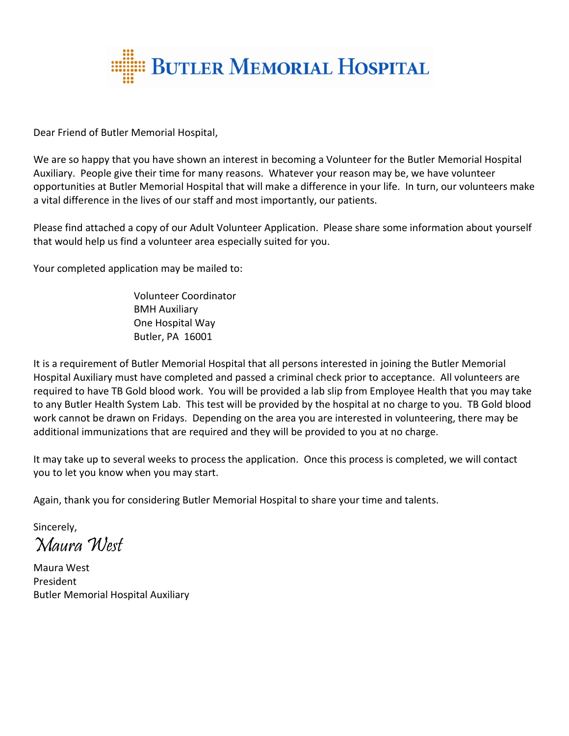# Butler Memorial Hospital

Dear Friend of Butler Memorial Hospital,

We are so happy that you have shown an interest in becoming a Volunteer for the Butler Memorial Hospital Auxiliary. People give their time for many reasons. Whatever your reason may be, we have volunteer opportunities at Butler Memorial Hospital that will make a difference in your life. In turn, our volunteers make a vital difference in the lives of our staff and most importantly, our patients.

Please find attached a copy of our Adult Volunteer Application. Please share some information about yourself that would help us find a volunteer area especially suited for you.

Your completed application may be mailed to:

> Volunteer Coordinator
> BMH Auxiliary
> One Hospital Way
> Butler, PA 16001

It is a requirement of Butler Memorial Hospital that all persons interested in joining the Butler Memorial Hospital Auxiliary must have completed and passed a criminal check prior to acceptance. All volunteers are required to have TB Gold blood work. You will be provided a lab slip from Employee Health that you may take to any Butler Health System Lab. This test will be provided by the hospital at no charge to you. TB Gold blood work cannot be drawn on Fridays. Depending on the area you are interested in volunteering, there may be additional immunizations that are required and they will be provided to you at no charge.

It may take up to several weeks to process the application. Once this process is completed, we will contact you to let you know when you may start.

Again, thank you for considering Butler Memorial Hospital to share your time and talents.

Sincerely,

*Maura West*

Maura West
President
Butler Memorial Hospital Auxiliary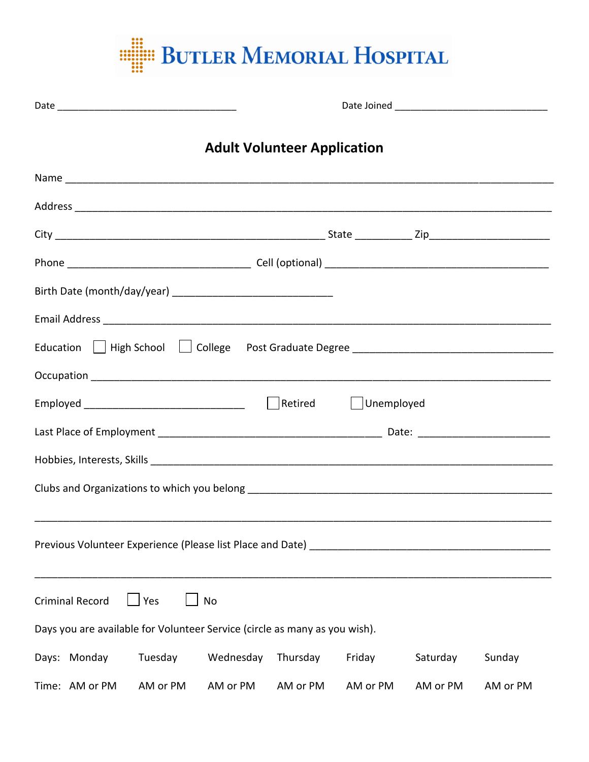# BUTLER MEMORIAL HOSPITAL

Date ________________________________ Date Joined ___________________________

## Adult Volunteer Application

Name ___________________________________________________________________________

Address _________________________________________________________________________

City _______________________________________________ State __________ Zip____________________

Phone _________________________________ Cell (optional) ________________________________________

Birth Date (month/day/year) ____________________________

Email Address ____________________________________________________________________

Education ☐ High School ☐ College Post Graduate Degree ____________________________________

Occupation _______________________________________________________________________

Employed ____________________________ ☐ Retired ☐ Unemployed

Last Place of Employment _______________________________________ Date: _______________________

Hobbies, Interests, Skills ___________________________________________________________________

Clubs and Organizations to which you belong _________________________________________________

_____________________________________________________________________________________

Previous Volunteer Experience (Please list Place and Date) ___________________________________________

_____________________________________________________________________________________

Criminal Record ☐ Yes ☐ No

Days you are available for Volunteer Service (circle as many as you wish).

| Days: | Monday | Tuesday | Wednesday | Thursday | Friday | Saturday | Sunday |
|---|---|---|---|---|---|---|---|
| Time: | AM or PM | AM or PM | AM or PM | AM or PM | AM or PM | AM or PM | AM or PM |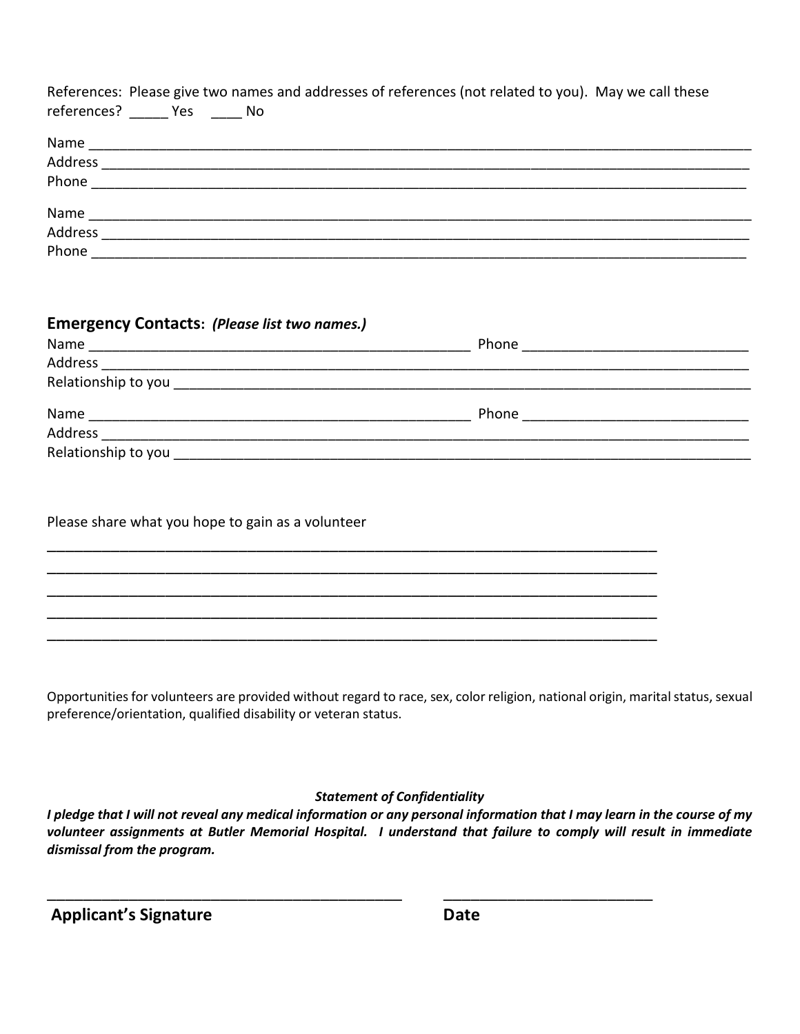References: Please give two names and addresses of references (not related to you). May we call these references? _____ Yes ____ No

Name ______________________________________________________________________________

Address ____________________________________________________________________________

Phone ______________________________________________________________________________

Name ______________________________________________________________________________

Address ____________________________________________________________________________

Phone ______________________________________________________________________________

## Emergency Contacts: *(Please list two names.)*

Name ____________________________________________ Phone ___________________________

Address ____________________________________________________________________________

Relationship to you _________________________________________________________________

Name ____________________________________________ Phone ___________________________

Address ____________________________________________________________________________

Relationship to you _________________________________________________________________

Please share what you hope to gain as a volunteer

___________________________________________________________________________

___________________________________________________________________________

___________________________________________________________________________

___________________________________________________________________________

___________________________________________________________________________

Opportunities for volunteers are provided without regard to race, sex, color religion, national origin, marital status, sexual preference/orientation, qualified disability or veteran status.

***Statement of Confidentiality***

***I pledge that I will not reveal any medical information or any personal information that I may learn in the course of my volunteer assignments at Butler Memorial Hospital. I understand that failure to comply will result in immediate dismissal from the program.***

_________________________________________ ________________________

**Applicant's Signature** **Date**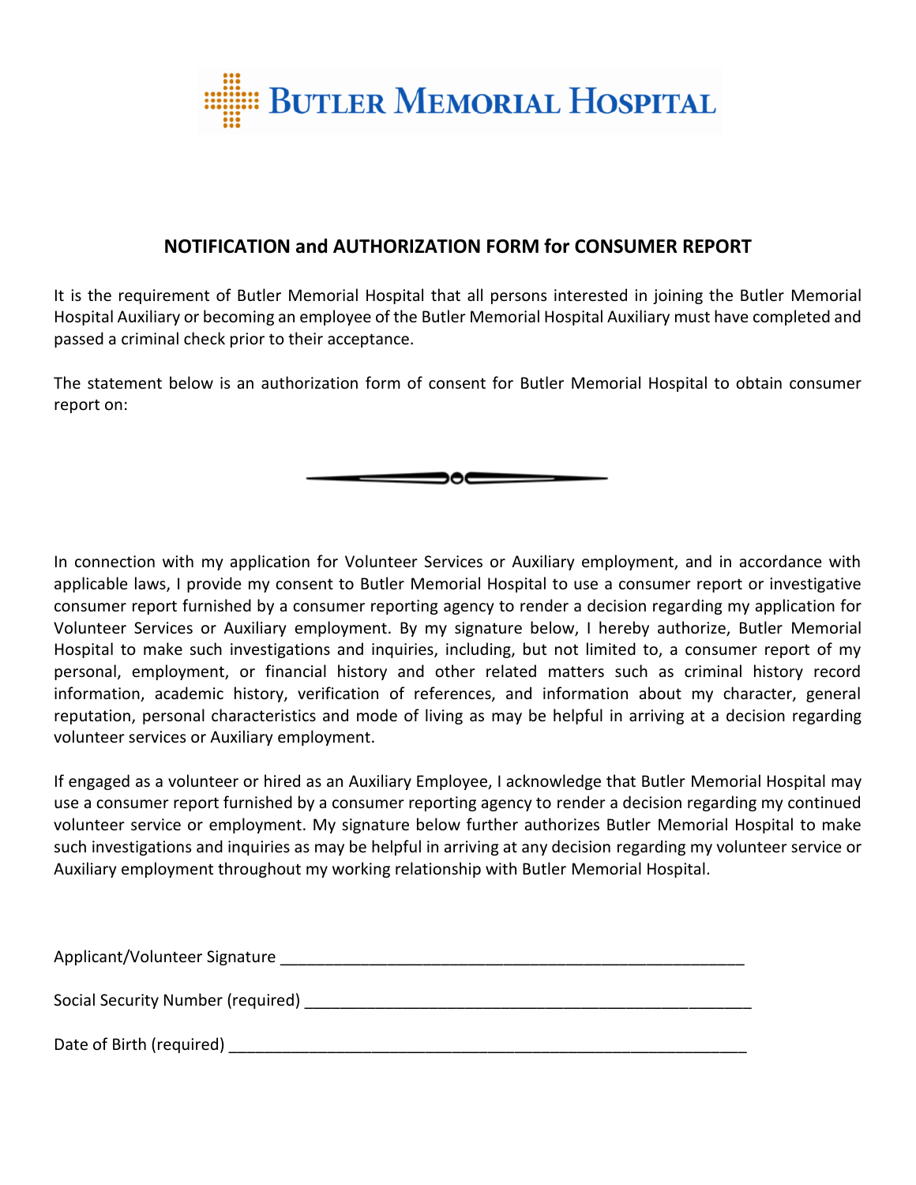# BUTLER MEMORIAL HOSPITAL

## NOTIFICATION and AUTHORIZATION FORM for CONSUMER REPORT

It is the requirement of Butler Memorial Hospital that all persons interested in joining the Butler Memorial Hospital Auxiliary or becoming an employee of the Butler Memorial Hospital Auxiliary must have completed and passed a criminal check prior to their acceptance.

The statement below is an authorization form of consent for Butler Memorial Hospital to obtain consumer report on:

In connection with my application for Volunteer Services or Auxiliary employment, and in accordance with applicable laws, I provide my consent to Butler Memorial Hospital to use a consumer report or investigative consumer report furnished by a consumer reporting agency to render a decision regarding my application for Volunteer Services or Auxiliary employment. By my signature below, I hereby authorize, Butler Memorial Hospital to make such investigations and inquiries, including, but not limited to, a consumer report of my personal, employment, or financial history and other related matters such as criminal history record information, academic history, verification of references, and information about my character, general reputation, personal characteristics and mode of living as may be helpful in arriving at a decision regarding volunteer services or Auxiliary employment.

If engaged as a volunteer or hired as an Auxiliary Employee, I acknowledge that Butler Memorial Hospital may use a consumer report furnished by a consumer reporting agency to render a decision regarding my continued volunteer service or employment. My signature below further authorizes Butler Memorial Hospital to make such investigations and inquiries as may be helpful in arriving at any decision regarding my volunteer service or Auxiliary employment throughout my working relationship with Butler Memorial Hospital.

Applicant/Volunteer Signature _______________________________________________

Social Security Number (required) _______________________________________________

Date of Birth (required) _______________________________________________